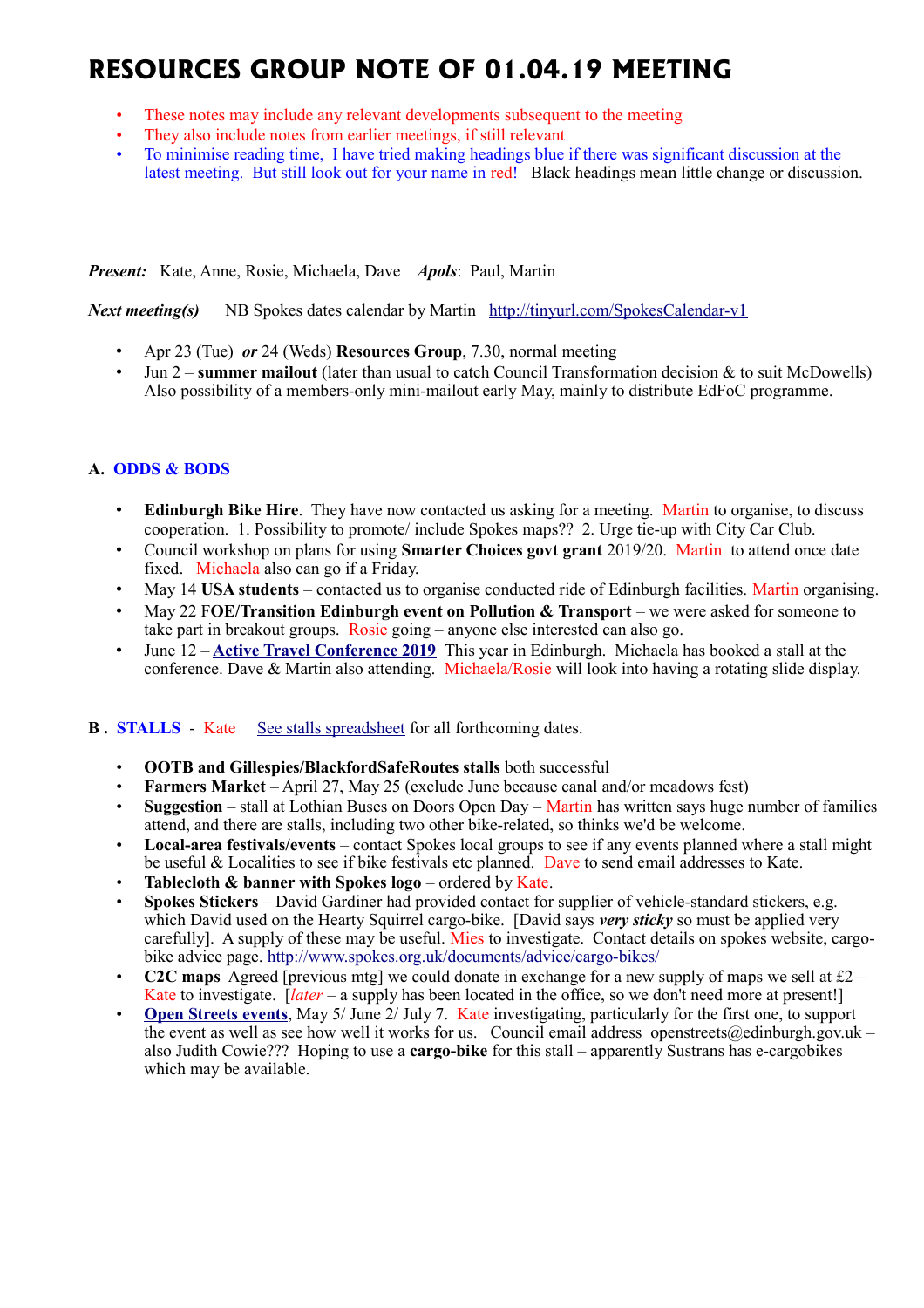# RESOURCES GROUP NOTE OF 01.04.19 MEETING

- These notes may include any relevant developments subsequent to the meeting
- They also include notes from earlier meetings, if still relevant
- To minimise reading time, I have tried making headings blue if there was significant discussion at the latest meeting. But still look out for your name in red! Black headings mean little change or discussion.

***Present:*** Kate, Anne, Rosie, Michaela, Dave ***Apols***: Paul, Martin

***Next meeting(s)*** NB Spokes dates calendar by Martin http://tinyurl.com/SpokesCalendar-v1

- Apr 23 (Tue) ***or*** 24 (Weds) **Resources Group**, 7.30, normal meeting
- Jun 2 – **summer mailout** (later than usual to catch Council Transformation decision & to suit McDowells) Also possibility of a members-only mini-mailout early May, mainly to distribute EdFoC programme.

## A. ODDS & BODS

- **Edinburgh Bike Hire**. They have now contacted us asking for a meeting. Martin to organise, to discuss cooperation. 1. Possibility to promote/ include Spokes maps?? 2. Urge tie-up with City Car Club.
- Council workshop on plans for using **Smarter Choices govt grant** 2019/20. Martin to attend once date fixed. Michaela also can go if a Friday.
- May 14 **USA students** – contacted us to organise conducted ride of Edinburgh facilities. Martin organising.
- May 22 F**OE/Transition Edinburgh event on Pollution & Transport** – we were asked for someone to take part in breakout groups. Rosie going – anyone else interested can also go.
- June 12 – **Active Travel Conference 2019** This year in Edinburgh. Michaela has booked a stall at the conference. Dave & Martin also attending. Michaela/Rosie will look into having a rotating slide display.

## B . STALLS - Kate See stalls spreadsheet for all forthcoming dates.

- **OOTB and Gillespies/BlackfordSafeRoutes stalls** both successful
- **Farmers Market** – April 27, May 25 (exclude June because canal and/or meadows fest)
- **Suggestion** – stall at Lothian Buses on Doors Open Day – Martin has written says huge number of families attend, and there are stalls, including two other bike-related, so thinks we'd be welcome.
- **Local-area festivals/events** – contact Spokes local groups to see if any events planned where a stall might be useful & Localities to see if bike festivals etc planned. Dave to send email addresses to Kate.
- **Tablecloth & banner with Spokes logo** – ordered by Kate.
- **Spokes Stickers** – David Gardiner had provided contact for supplier of vehicle-standard stickers, e.g. which David used on the Hearty Squirrel cargo-bike. [David says ***very sticky*** so must be applied very carefully]. A supply of these may be useful. Mies to investigate. Contact details on spokes website, cargo-bike advice page. http://www.spokes.org.uk/documents/advice/cargo-bikes/
- **C2C maps** Agreed [previous mtg] we could donate in exchange for a new supply of maps we sell at £2 – Kate to investigate. [*later* – a supply has been located in the office, so we don't need more at present!]
- **Open Streets events**, May 5/ June 2/ July 7. Kate investigating, particularly for the first one, to support the event as well as see how well it works for us. Council email address openstreets@edinburgh.gov.uk – also Judith Cowie??? Hoping to use a **cargo-bike** for this stall – apparently Sustrans has e-cargobikes which may be available.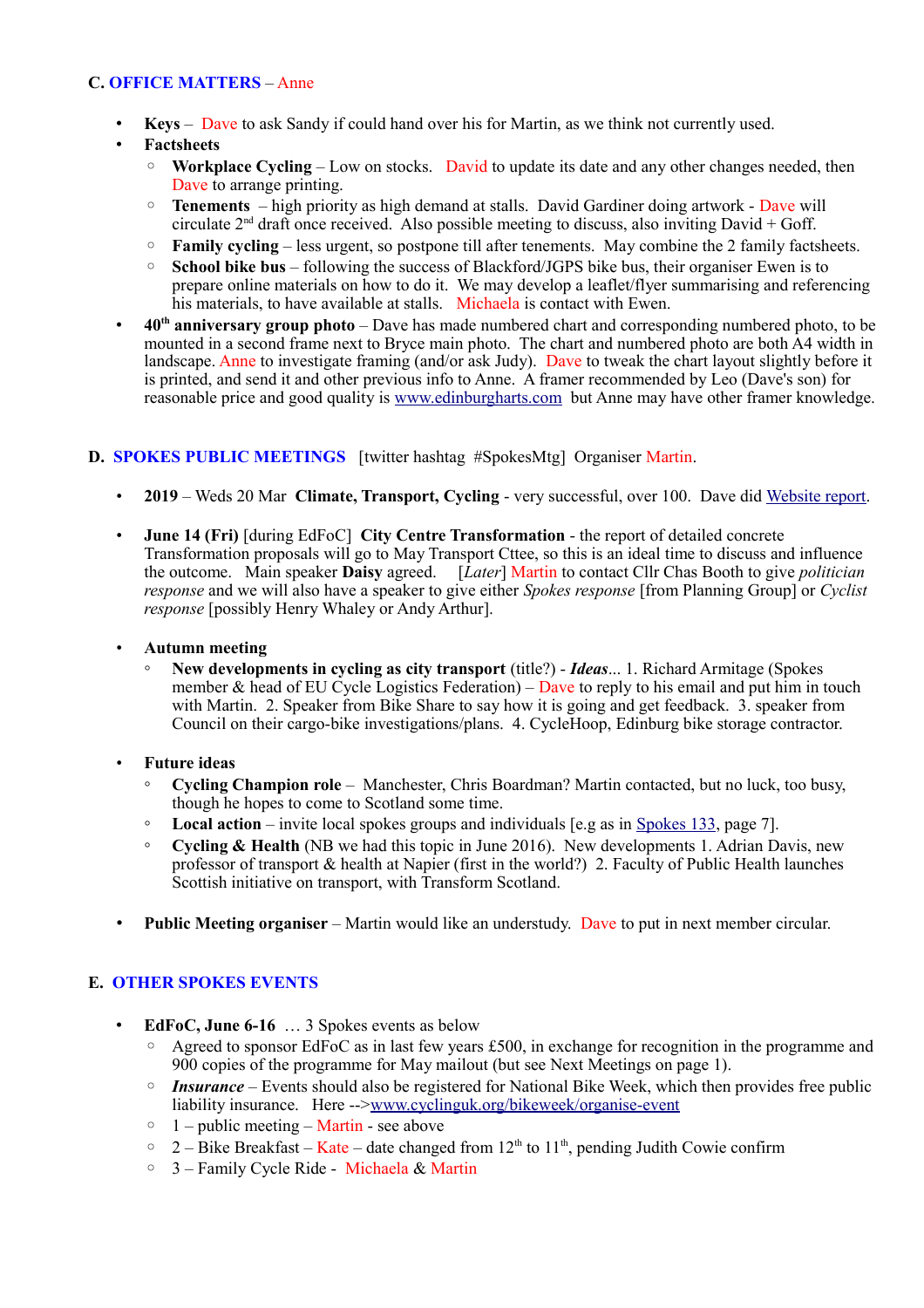## C. OFFICE MATTERS – Anne

- **Keys** – Dave to ask Sandy if could hand over his for Martin, as we think not currently used.
- **Factsheets**
  - **Workplace Cycling** – Low on stocks. David to update its date and any other changes needed, then Dave to arrange printing.
  - **Tenements** – high priority as high demand at stalls. David Gardiner doing artwork - Dave will circulate 2nd draft once received. Also possible meeting to discuss, also inviting David + Goff.
  - **Family cycling** – less urgent, so postpone till after tenements. May combine the 2 family factsheets.
  - **School bike bus** – following the success of Blackford/JGPS bike bus, their organiser Ewen is to prepare online materials on how to do it. We may develop a leaflet/flyer summarising and referencing his materials, to have available at stalls. Michaela is contact with Ewen.
- **40th anniversary group photo** – Dave has made numbered chart and corresponding numbered photo, to be mounted in a second frame next to Bryce main photo. The chart and numbered photo are both A4 width in landscape. Anne to investigate framing (and/or ask Judy). Dave to tweak the chart layout slightly before it is printed, and send it and other previous info to Anne. A framer recommended by Leo (Dave's son) for reasonable price and good quality is www.edinburgharts.com but Anne may have other framer knowledge.

## D. SPOKES PUBLIC MEETINGS [twitter hashtag #SpokesMtg] Organiser Martin.

- **2019** – Weds 20 Mar **Climate, Transport, Cycling** - very successful, over 100. Dave did Website report.

- **June 14 (Fri)** [during EdFoC] **City Centre Transformation** - the report of detailed concrete Transformation proposals will go to May Transport Cttee, so this is an ideal time to discuss and influence the outcome. Main speaker **Daisy** agreed. [*Later*] Martin to contact Cllr Chas Booth to give *politician response* and we will also have a speaker to give either *Spokes response* [from Planning Group] or *Cyclist response* [possibly Henry Whaley or Andy Arthur].

- **Autumn meeting**
  - **New developments in cycling as city transport** (title?) - ***Ideas***... 1. Richard Armitage (Spokes member & head of EU Cycle Logistics Federation) – Dave to reply to his email and put him in touch with Martin. 2. Speaker from Bike Share to say how it is going and get feedback. 3. speaker from Council on their cargo-bike investigations/plans. 4. CycleHoop, Edinburg bike storage contractor.

- **Future ideas**
  - **Cycling Champion role** – Manchester, Chris Boardman? Martin contacted, but no luck, too busy, though he hopes to come to Scotland some time.
  - **Local action** – invite local spokes groups and individuals [e.g as in Spokes 133, page 7].
  - **Cycling & Health** (NB we had this topic in June 2016). New developments 1. Adrian Davis, new professor of transport & health at Napier (first in the world?) 2. Faculty of Public Health launches Scottish initiative on transport, with Transform Scotland.

- **Public Meeting organiser** – Martin would like an understudy. Dave to put in next member circular.

## E. OTHER SPOKES EVENTS

- **EdFoC, June 6-16** … 3 Spokes events as below
  - Agreed to sponsor EdFoC as in last few years £500, in exchange for recognition in the programme and 900 copies of the programme for May mailout (but see Next Meetings on page 1).
  - ***Insurance*** – Events should also be registered for National Bike Week, which then provides free public liability insurance. Here -->www.cyclinguk.org/bikeweek/organise-event
  - 1 – public meeting – Martin - see above
  - 2 – Bike Breakfast – Kate – date changed from 12th to 11th, pending Judith Cowie confirm
  - 3 – Family Cycle Ride - Michaela & Martin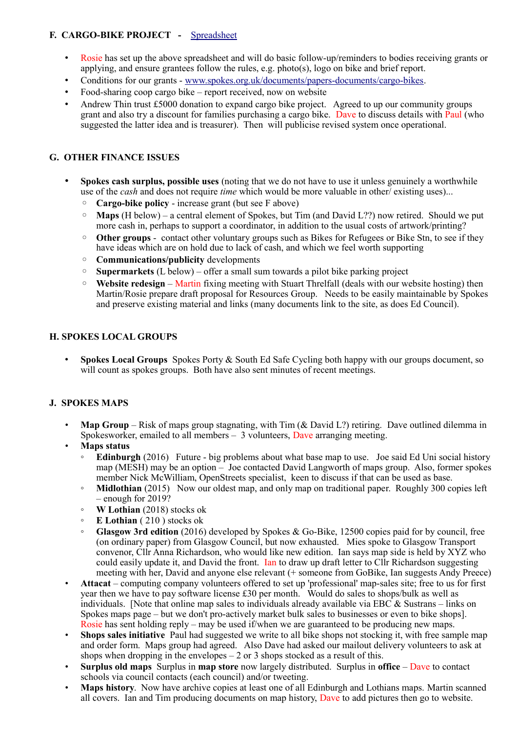## F. CARGO-BIKE PROJECT - [Spreadsheet]

- Rosie has set up the above spreadsheet and will do basic follow-up/reminders to bodies receiving grants or applying, and ensure grantees follow the rules, e.g. photo(s), logo on bike and brief report.
- Conditions for our grants - www.spokes.org.uk/documents/papers-documents/cargo-bikes.
- Food-sharing coop cargo bike – report received, now on website
- Andrew Thin trust £5000 donation to expand cargo bike project. Agreed to up our community groups grant and also try a discount for families purchasing a cargo bike. Dave to discuss details with Paul (who suggested the latter idea and is treasurer). Then will publicise revised system once operational.

## G. OTHER FINANCE ISSUES

- **Spokes cash surplus, possible uses** (noting that we do not have to use it unless genuinely a worthwhile use of the *cash* and does not require *time* which would be more valuable in other/ existing uses)...
  - **Cargo-bike policy** - increase grant (but see F above)
  - **Maps** (H below) – a central element of Spokes, but Tim (and David L??) now retired. Should we put more cash in, perhaps to support a coordinator, in addition to the usual costs of artwork/printing?
  - **Other groups** - contact other voluntary groups such as Bikes for Refugees or Bike Stn, to see if they have ideas which are on hold due to lack of cash, and which we feel worth supporting
  - **Communications/publicity** developments
  - **Supermarkets** (L below) – offer a small sum towards a pilot bike parking project
  - **Website redesign** – Martin fixing meeting with Stuart Threlfall (deals with our website hosting) then Martin/Rosie prepare draft proposal for Resources Group. Needs to be easily maintainable by Spokes and preserve existing material and links (many documents link to the site, as does Ed Council).

## H. SPOKES LOCAL GROUPS

- **Spokes Local Groups** Spokes Porty & South Ed Safe Cycling both happy with our groups document, so will count as spokes groups. Both have also sent minutes of recent meetings.

## J. SPOKES MAPS

- **Map Group** – Risk of maps group stagnating, with Tim (& David L?) retiring. Dave outlined dilemma in Spokesworker, emailed to all members – 3 volunteers, Dave arranging meeting.
- **Maps status**
  - **Edinburgh** (2016) Future - big problems about what base map to use. Joe said Ed Uni social history map (MESH) may be an option – Joe contacted David Langworth of maps group. Also, former spokes member Nick McWilliam, OpenStreets specialist, keen to discuss if that can be used as base.
  - **Midlothian** (2015) Now our oldest map, and only map on traditional paper. Roughly 300 copies left – enough for 2019?
  - **W Lothian** (2018) stocks ok
  - **E Lothian** ( 210 ) stocks ok
  - **Glasgow 3rd edition** (2016) developed by Spokes & Go-Bike, 12500 copies paid for by council, free (on ordinary paper) from Glasgow Council, but now exhausted. Mies spoke to Glasgow Transport convenor, Cllr Anna Richardson, who would like new edition. Ian says map side is held by XYZ who could easily update it, and David the front. Ian to draw up draft letter to Cllr Richardson suggesting meeting with her, David and anyone else relevant (+ someone from GoBike, Ian suggests Andy Preece)
- **Attacat** – computing company volunteers offered to set up 'professional' map-sales site; free to us for first year then we have to pay software license £30 per month. Would do sales to shops/bulk as well as individuals. [Note that online map sales to individuals already available via EBC & Sustrans – links on Spokes maps page – but we don't pro-actively market bulk sales to businesses or even to bike shops]. Rosie has sent holding reply – may be used if/when we are guaranteed to be producing new maps.
- **Shops sales initiative** Paul had suggested we write to all bike shops not stocking it, with free sample map and order form. Maps group had agreed. Also Dave had asked our mailout delivery volunteers to ask at shops when dropping in the envelopes – 2 or 3 shops stocked as a result of this.
- **Surplus old maps** Surplus in **map store** now largely distributed. Surplus in **office** – Dave to contact schools via council contacts (each council) and/or tweeting.
- **Maps history**. Now have archive copies at least one of all Edinburgh and Lothians maps. Martin scanned all covers. Ian and Tim producing documents on map history, Dave to add pictures then go to website.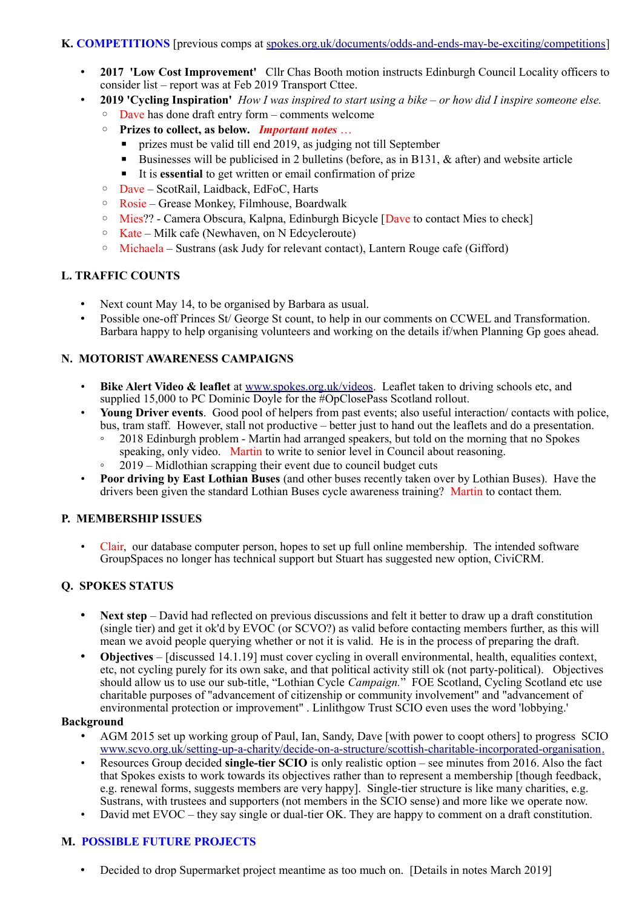## K. COMPETITIONS [previous comps at spokes.org.uk/documents/odds-and-ends-may-be-exciting/competitions]

- **2017 'Low Cost Improvement'** Cllr Chas Booth motion instructs Edinburgh Council Locality officers to consider list – report was at Feb 2019 Transport Cttee.
- **2019 'Cycling Inspiration'** *How I was inspired to start using a bike – or how did I inspire someone else.*
  - Dave has done draft entry form – comments welcome
  - **Prizes to collect, as below.** ***Important notes …***
    - prizes must be valid till end 2019, as judging not till September
    - Businesses will be publicised in 2 bulletins (before, as in B131, & after) and website article
    - It is **essential** to get written or email confirmation of prize
  - Dave – ScotRail, Laidback, EdFoC, Harts
  - Rosie – Grease Monkey, Filmhouse, Boardwalk
  - Mies?? - Camera Obscura, Kalpna, Edinburgh Bicycle [Dave to contact Mies to check]
  - Kate – Milk cafe (Newhaven, on N Edcycleroute)
  - Michaela – Sustrans (ask Judy for relevant contact), Lantern Rouge cafe (Gifford)

## L. TRAFFIC COUNTS

- Next count May 14, to be organised by Barbara as usual.
- Possible one-off Princes St/ George St count, to help in our comments on CCWEL and Transformation. Barbara happy to help organising volunteers and working on the details if/when Planning Gp goes ahead.

## N. MOTORIST AWARENESS CAMPAIGNS

- **Bike Alert Video & leaflet** at www.spokes.org.uk/videos. Leaflet taken to driving schools etc, and supplied 15,000 to PC Dominic Doyle for the #OpClosePass Scotland rollout.
- **Young Driver events**. Good pool of helpers from past events; also useful interaction/ contacts with police, bus, tram staff. However, stall not productive – better just to hand out the leaflets and do a presentation.
  - 2018 Edinburgh problem - Martin had arranged speakers, but told on the morning that no Spokes speaking, only video. Martin to write to senior level in Council about reasoning.
  - 2019 – Midlothian scrapping their event due to council budget cuts
- **Poor driving by East Lothian Buses** (and other buses recently taken over by Lothian Buses). Have the drivers been given the standard Lothian Buses cycle awareness training? Martin to contact them.

## P. MEMBERSHIP ISSUES

- Clair, our database computer person, hopes to set up full online membership. The intended software GroupSpaces no longer has technical support but Stuart has suggested new option, CiviCRM.

## Q. SPOKES STATUS

- **Next step** – David had reflected on previous discussions and felt it better to draw up a draft constitution (single tier) and get it ok'd by EVOC (or SCVO?) as valid before contacting members further, as this will mean we avoid people querying whether or not it is valid. He is in the process of preparing the draft.
- **Objectives** – [discussed 14.1.19] must cover cycling in overall environmental, health, equalities context, etc, not cycling purely for its own sake, and that political activity still ok (not party-political). Objectives should allow us to use our sub-title, "Lothian Cycle *Campaign.*" FOE Scotland, Cycling Scotland etc use charitable purposes of "advancement of citizenship or community involvement" and "advancement of environmental protection or improvement" . Linlithgow Trust SCIO even uses the word 'lobbying.'

**Background**

- AGM 2015 set up working group of Paul, Ian, Sandy, Dave [with power to coopt others] to progress SCIO www.scvo.org.uk/setting-up-a-charity/decide-on-a-structure/scottish-charitable-incorporated-organisation.
- Resources Group decided **single-tier SCIO** is only realistic option – see minutes from 2016. Also the fact that Spokes exists to work towards its objectives rather than to represent a membership [though feedback, e.g. renewal forms, suggests members are very happy]. Single-tier structure is like many charities, e.g. Sustrans, with trustees and supporters (not members in the SCIO sense) and more like we operate now.
- David met EVOC – they say single or dual-tier OK. They are happy to comment on a draft constitution.

## M. POSSIBLE FUTURE PROJECTS

- Decided to drop Supermarket project meantime as too much on. [Details in notes March 2019]